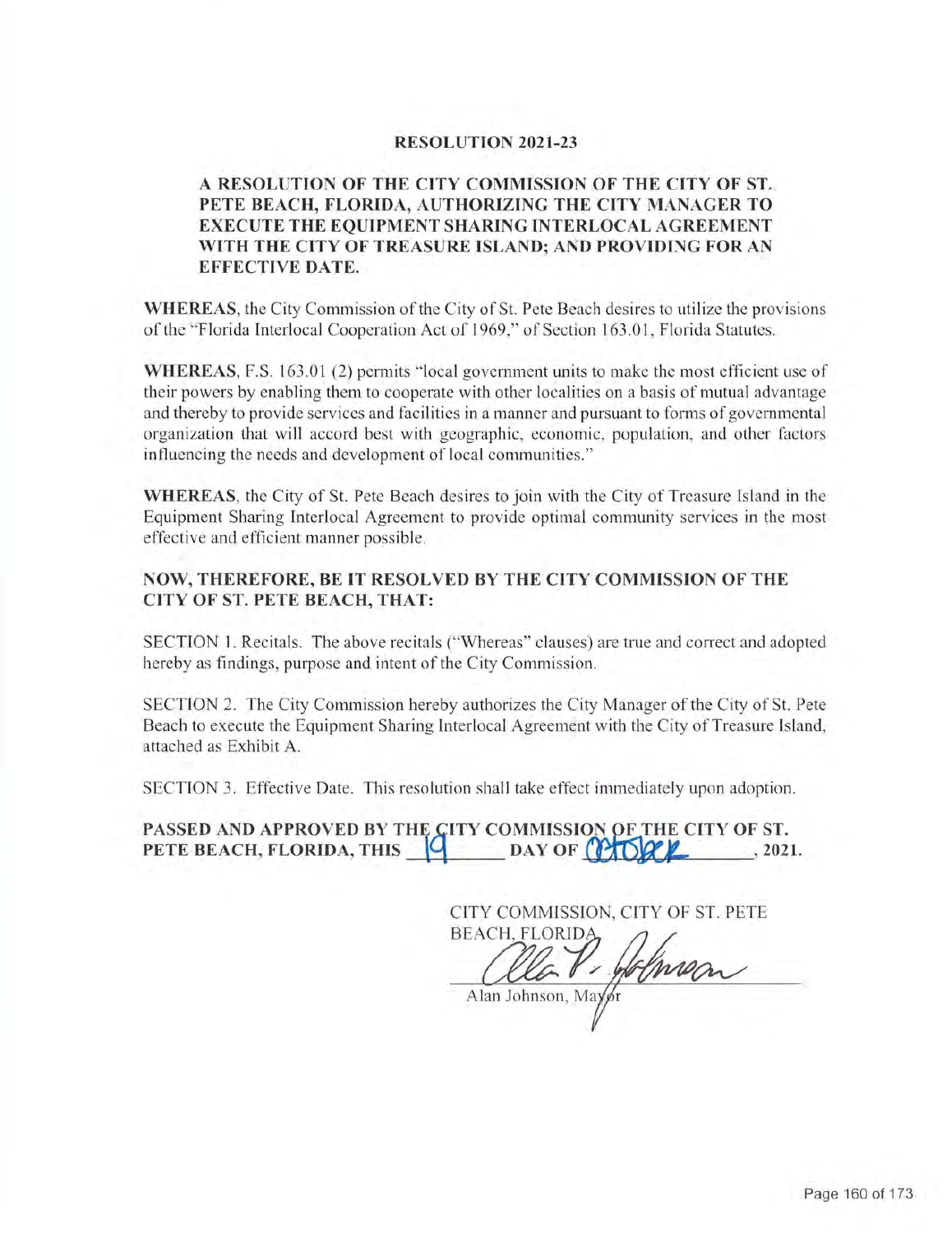# RESOLUTION 2021-23

## A RESOLUTION OF THE CITY COMMISSION OF THE CITY OF ST. PETE BEACH, FLORIDA, AUTHORIZING THE CITY MANAGER TO EXECUTE THE EQUIPMENT SHARING INTERLOCAL AGREEMENT WITH THE CITY OF TREASURE ISLAND; AND PROVIDING FOR AN EFFECTIVE DATE.

**WHEREAS**, the City Commission of the City of St. Pete Beach desires to utilize the provisions of the "Florida Interlocal Cooperation Act of 1969," of Section 163.01, Florida Statutes.

**WHEREAS**, F.S. 163.01 (2) permits "local government units to make the most efficient use of their powers by enabling them to cooperate with other localities on a basis of mutual advantage and thereby to provide services and facilities in a manner and pursuant to forms of governmental organization that will accord best with geographic, economic, population, and other factors influencing the needs and development of local communities."

**WHEREAS**, the City of St. Pete Beach desires to join with the City of Treasure Island in the Equipment Sharing Interlocal Agreement to provide optimal community services in the most effective and efficient manner possible.

**NOW, THEREFORE, BE IT RESOLVED BY THE CITY COMMISSION OF THE CITY OF ST. PETE BEACH, THAT:**

SECTION 1. Recitals. The above recitals ("Whereas" clauses) are true and correct and adopted hereby as findings, purpose and intent of the City Commission.

SECTION 2. The City Commission hereby authorizes the City Manager of the City of St. Pete Beach to execute the Equipment Sharing Interlocal Agreement with the City of Treasure Island, attached as Exhibit A.

SECTION 3. Effective Date. This resolution shall take effect immediately upon adoption.

**PASSED AND APPROVED BY THE CITY COMMISSION OF THE CITY OF ST. PETE BEACH, FLORIDA, THIS 19 DAY OF October, 2021.**

CITY COMMISSION, CITY OF ST. PETE BEACH, FLORIDA

Alan Johnson, Mayor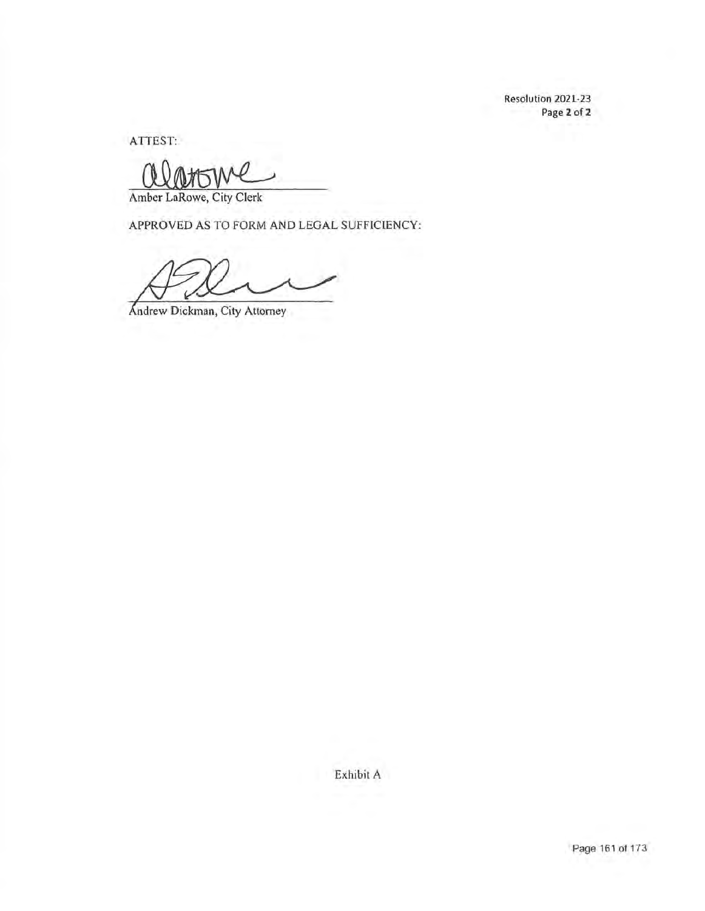ATTEST:

Amber LaRowe, City Clerk

APPROVED AS TO FORM AND LEGAL SUFFICIENCY:

Andrew Dickman, City Attorney

Exhibit A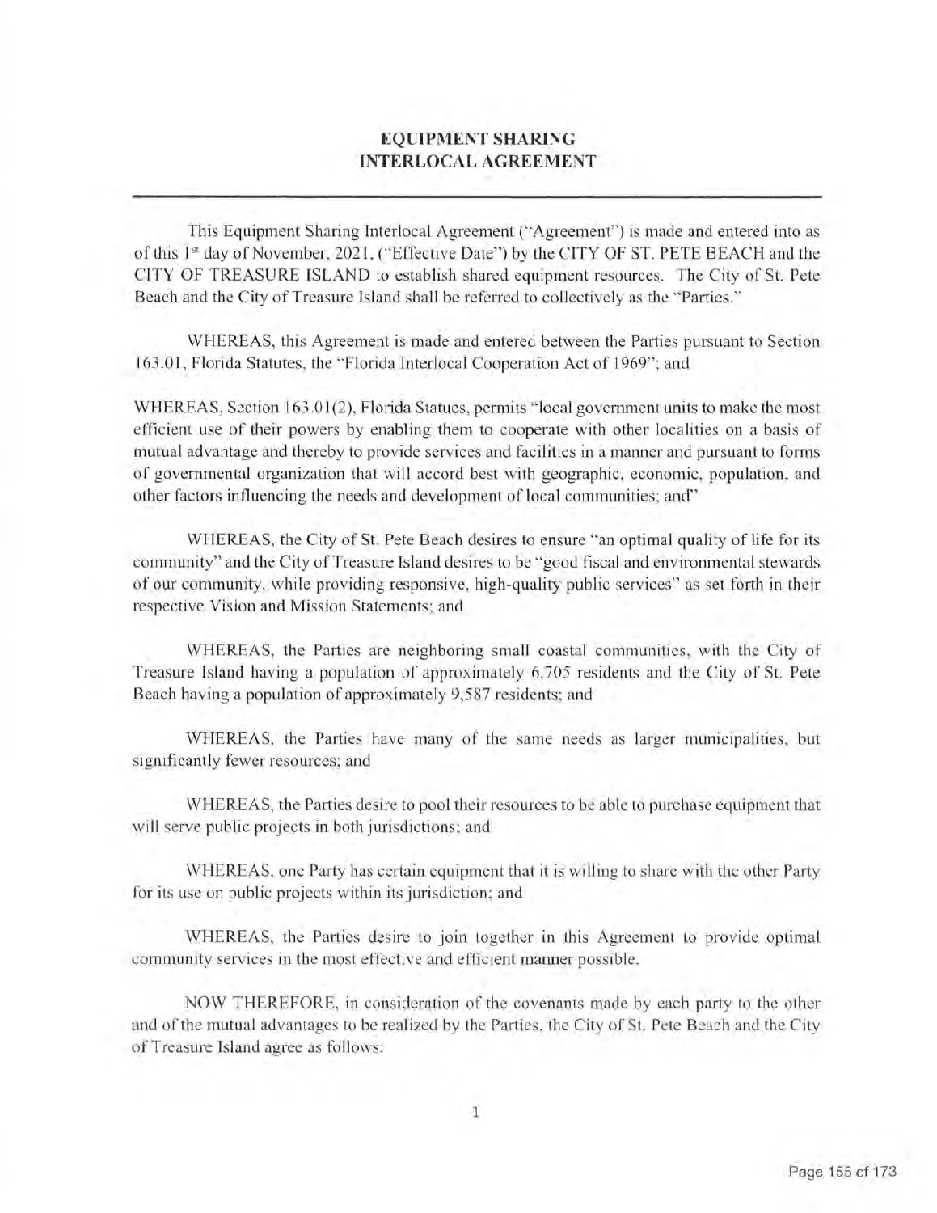# EQUIPMENT SHARING INTERLOCAL AGREEMENT

This Equipment Sharing Interlocal Agreement ("Agreement") is made and entered into as of this 1st day of November, 2021, ("Effective Date") by the CITY OF ST. PETE BEACH and the CITY OF TREASURE ISLAND to establish shared equipment resources. The City of St. Pete Beach and the City of Treasure Island shall be referred to collectively as the "Parties."

WHEREAS, this Agreement is made and entered between the Parties pursuant to Section 163.01, Florida Statutes, the "Florida Interlocal Cooperation Act of 1969"; and

WHEREAS, Section 163.01(2), Florida Statues, permits "local government units to make the most efficient use of their powers by enabling them to cooperate with other localities on a basis of mutual advantage and thereby to provide services and facilities in a manner and pursuant to forms of governmental organization that will accord best with geographic, economic, population, and other factors influencing the needs and development of local communities; and"

WHEREAS, the City of St. Pete Beach desires to ensure "an optimal quality of life for its community" and the City of Treasure Island desires to be "good fiscal and environmental stewards of our community, while providing responsive, high-quality public services" as set forth in their respective Vision and Mission Statements; and

WHEREAS, the Parties are neighboring small coastal communities, with the City of Treasure Island having a population of approximately 6,705 residents and the City of St. Pete Beach having a population of approximately 9,587 residents; and

WHEREAS, the Parties have many of the same needs as larger municipalities, but significantly fewer resources; and

WHEREAS, the Parties desire to pool their resources to be able to purchase equipment that will serve public projects in both jurisdictions; and

WHEREAS, one Party has certain equipment that it is willing to share with the other Party for its use on public projects within its jurisdiction; and

WHEREAS, the Parties desire to join together in this Agreement to provide optimal community services in the most effective and efficient manner possible.

NOW THEREFORE, in consideration of the covenants made by each party to the other and of the mutual advantages to be realized by the Parties, the City of St. Pete Beach and the City of Treasure Island agree as follows: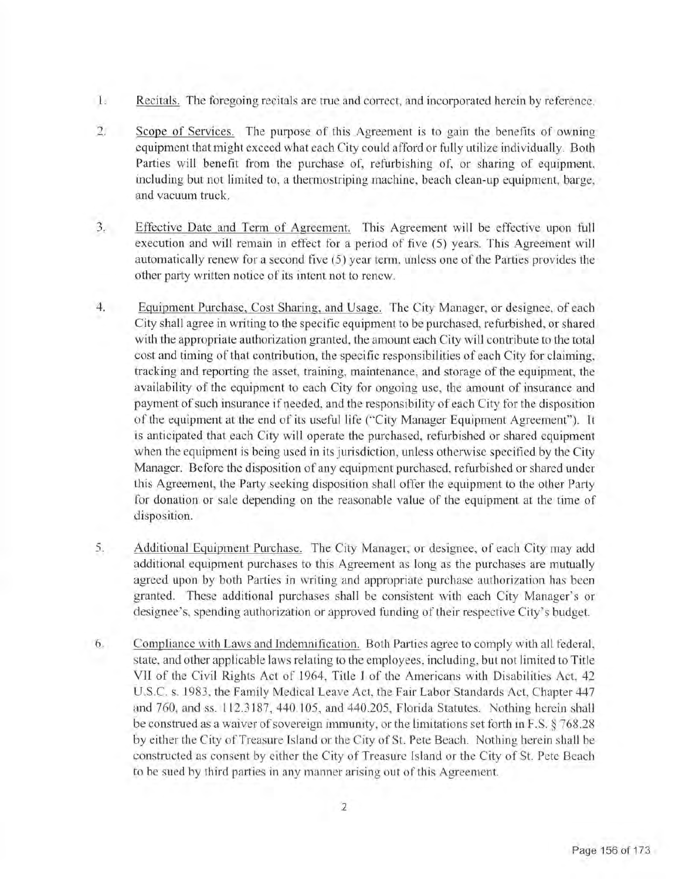1. Recitals. The foregoing recitals are true and correct, and incorporated herein by reference.

2. Scope of Services. The purpose of this Agreement is to gain the benefits of owning equipment that might exceed what each City could afford or fully utilize individually. Both Parties will benefit from the purchase of, refurbishing of, or sharing of equipment, including but not limited to, a thermostriping machine, beach clean-up equipment, barge, and vacuum truck.

3. Effective Date and Term of Agreement. This Agreement will be effective upon full execution and will remain in effect for a period of five (5) years. This Agreement will automatically renew for a second five (5) year term, unless one of the Parties provides the other party written notice of its intent not to renew.

4. Equipment Purchase, Cost Sharing, and Usage. The City Manager, or designee, of each City shall agree in writing to the specific equipment to be purchased, refurbished, or shared with the appropriate authorization granted, the amount each City will contribute to the total cost and timing of that contribution, the specific responsibilities of each City for claiming, tracking and reporting the asset, training, maintenance, and storage of the equipment, the availability of the equipment to each City for ongoing use, the amount of insurance and payment of such insurance if needed, and the responsibility of each City for the disposition of the equipment at the end of its useful life ("City Manager Equipment Agreement"). It is anticipated that each City will operate the purchased, refurbished or shared equipment when the equipment is being used in its jurisdiction, unless otherwise specified by the City Manager. Before the disposition of any equipment purchased, refurbished or shared under this Agreement, the Party seeking disposition shall offer the equipment to the other Party for donation or sale depending on the reasonable value of the equipment at the time of disposition.

5. Additional Equipment Purchase. The City Manager, or designee, of each City may add additional equipment purchases to this Agreement as long as the purchases are mutually agreed upon by both Parties in writing and appropriate purchase authorization has been granted. These additional purchases shall be consistent with each City Manager's or designee's, spending authorization or approved funding of their respective City's budget.

6. Compliance with Laws and Indemnification. Both Parties agree to comply with all federal, state, and other applicable laws relating to the employees, including, but not limited to Title VII of the Civil Rights Act of 1964, Title I of the Americans with Disabilities Act, 42 U.S.C. s. 1983, the Family Medical Leave Act, the Fair Labor Standards Act, Chapter 447 and 760, and ss. 112.3187, 440.105, and 440.205, Florida Statutes. Nothing herein shall be construed as a waiver of sovereign immunity, or the limitations set forth in F.S. § 768.28 by either the City of Treasure Island or the City of St. Pete Beach. Nothing herein shall be constructed as consent by either the City of Treasure Island or the City of St. Pete Beach to be sued by third parties in any manner arising out of this Agreement.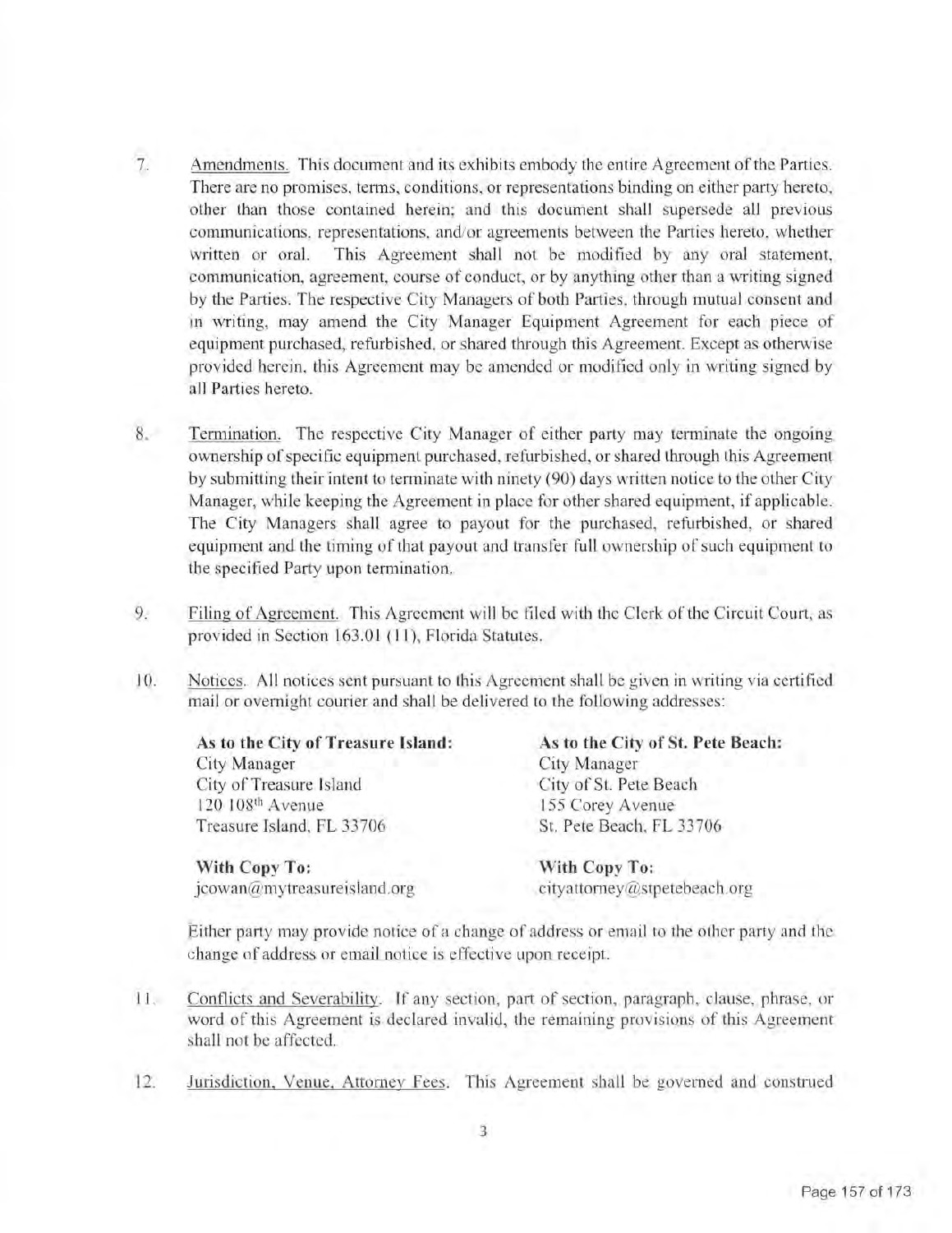7. Amendments. This document and its exhibits embody the entire Agreement of the Parties. There are no promises, terms, conditions, or representations binding on either party hereto, other than those contained herein; and this document shall supersede all previous communications, representations, and/or agreements between the Parties hereto, whether written or oral. This Agreement shall not be modified by any oral statement, communication, agreement, course of conduct, or by anything other than a writing signed by the Parties. The respective City Managers of both Parties, through mutual consent and in writing, may amend the City Manager Equipment Agreement for each piece of equipment purchased, refurbished, or shared through this Agreement. Except as otherwise provided herein, this Agreement may be amended or modified only in writing signed by all Parties hereto.

8. Termination. The respective City Manager of either party may terminate the ongoing ownership of specific equipment purchased, refurbished, or shared through this Agreement by submitting their intent to terminate with ninety (90) days written notice to the other City Manager, while keeping the Agreement in place for other shared equipment, if applicable. The City Managers shall agree to payout for the purchased, refurbished, or shared equipment and the timing of that payout and transfer full ownership of such equipment to the specified Party upon termination.

9. Filing of Agreement. This Agreement will be filed with the Clerk of the Circuit Court, as provided in Section 163.01 (11), Florida Statutes.

10. Notices. All notices sent pursuant to this Agreement shall be given in writing via certified mail or overnight courier and shall be delivered to the following addresses:

**As to the City of Treasure Island:**
City Manager
City of Treasure Island
120 108th Avenue
Treasure Island, FL 33706

**With Copy To:**
jcowan@mytreasureisland.org

**As to the City of St. Pete Beach:**
City Manager
City of St. Pete Beach
155 Corey Avenue
St. Pete Beach, FL 33706

**With Copy To:**
cityattorney@stpetebeach.org

Either party may provide notice of a change of address or email to the other party and the change of address or email notice is effective upon receipt.

11. Conflicts and Severability. If any section, part of section, paragraph, clause, phrase, or word of this Agreement is declared invalid, the remaining provisions of this Agreement shall not be affected.

12. Jurisdiction, Venue, Attorney Fees. This Agreement shall be governed and construed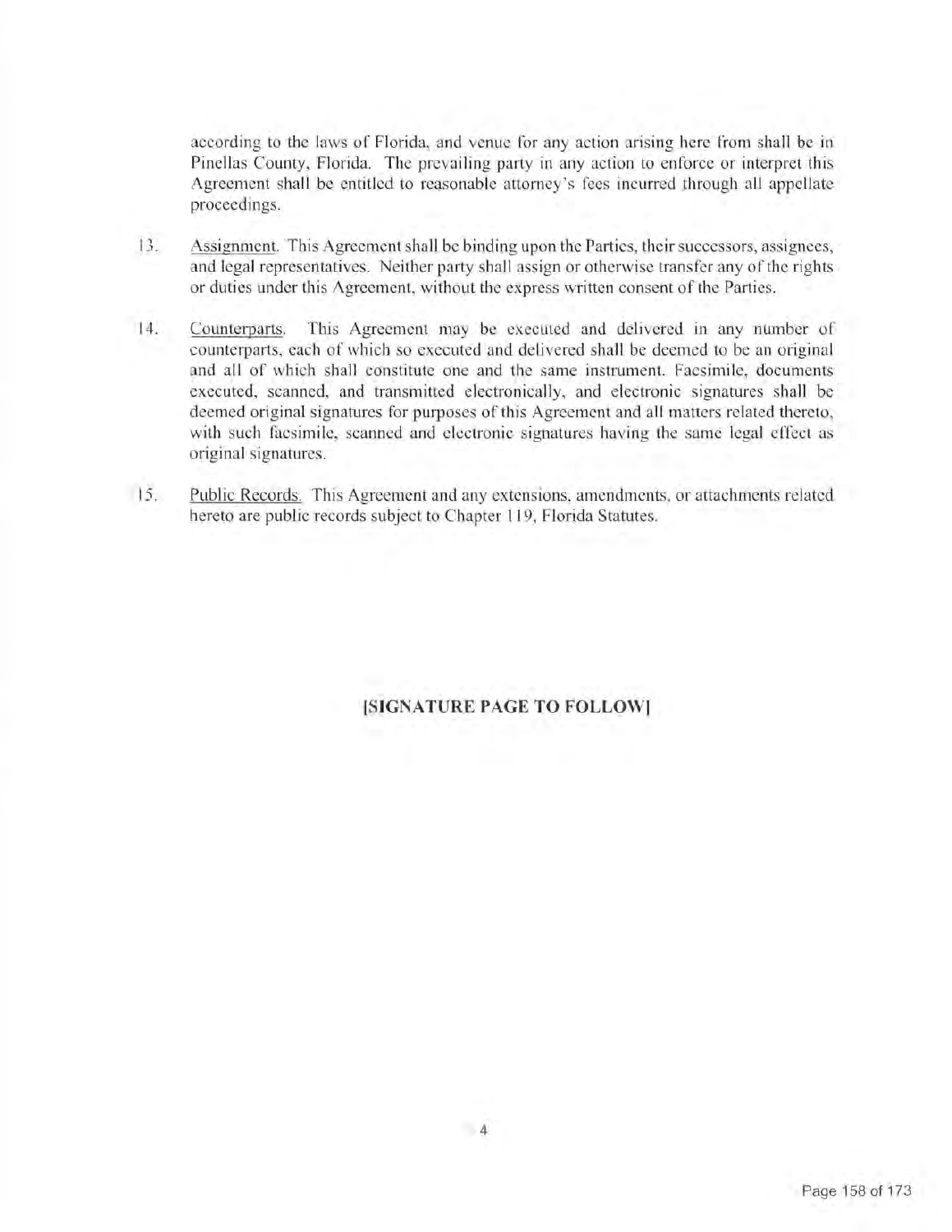according to the laws of Florida, and venue for any action arising here from shall be in Pinellas County, Florida. The prevailing party in any action to enforce or interpret this Agreement shall be entitled to reasonable attorney's fees incurred through all appellate proceedings.

13. Assignment. This Agreement shall be binding upon the Parties, their successors, assignees, and legal representatives. Neither party shall assign or otherwise transfer any of the rights or duties under this Agreement, without the express written consent of the Parties.

14. Counterparts. This Agreement may be executed and delivered in any number of counterparts, each of which so executed and delivered shall be deemed to be an original and all of which shall constitute one and the same instrument. Facsimile, documents executed, scanned, and transmitted electronically, and electronic signatures shall be deemed original signatures for purposes of this Agreement and all matters related thereto, with such facsimile, scanned and electronic signatures having the same legal effect as original signatures.

15. Public Records. This Agreement and any extensions, amendments, or attachments related hereto are public records subject to Chapter 119, Florida Statutes.

**[SIGNATURE PAGE TO FOLLOW]**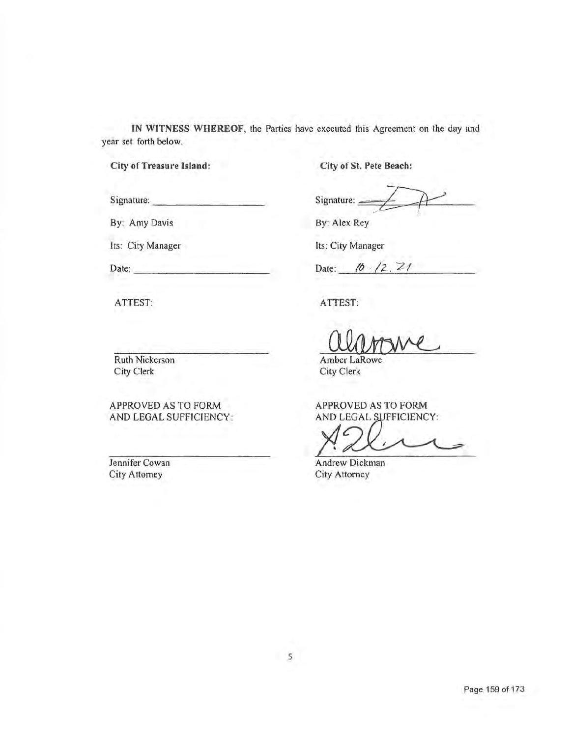**IN WITNESS WHEREOF**, the Parties have executed this Agreement on the day and year set forth below.

| **City of Treasure Island:** | **City of St. Pete Beach:** |
|---|---|
| Signature: ____________________ | Signature: [signature] |
| By: Amy Davis | By: Alex Rey |
| Its: City Manager | Its: City Manager |
| Date: ____________________ | Date: 10 . 12 . 21 |
| ATTEST: | ATTEST: |
| ____________________ | [signature] |
| Ruth Nickerson<br>City Clerk | Amber LaRowe<br>City Clerk |
| APPROVED AS TO FORM<br>AND LEGAL SUFFICIENCY: | APPROVED AS TO FORM<br>AND LEGAL SUFFICIENCY: |
| ____________________ | [signature] |
| Jennifer Cowan<br>City Attorney | Andrew Dickman<br>City Attorney |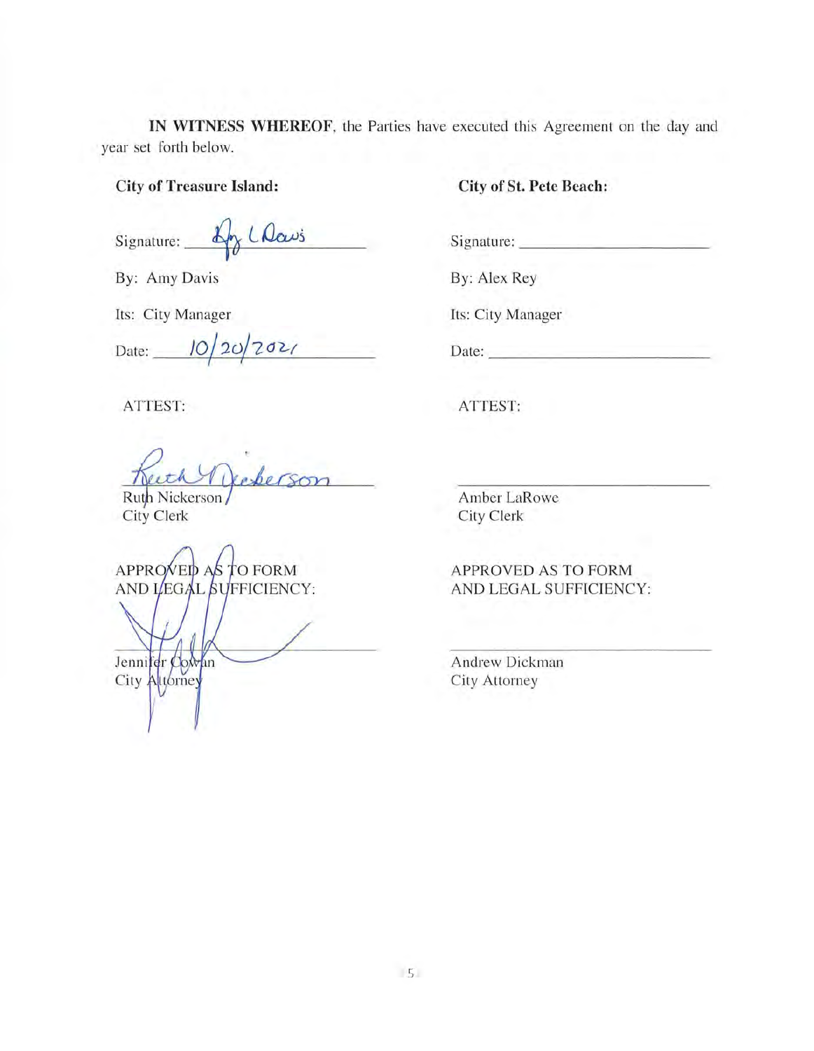**IN WITNESS WHEREOF**, the Parties have executed this Agreement on the day and year set forth below.

**City of Treasure Island:**

Signature: ______________________

By: Amy Davis

Its: City Manager

Date: 10/20/2021

ATTEST:

______________________
Ruth Nickerson
City Clerk

APPROVED AS TO FORM
AND LEGAL SUFFICIENCY:

______________________
Jennifer Cowan
City Attorney

**City of St. Pete Beach:**

Signature: ______________________

By: Alex Rey

Its: City Manager

Date: ______________________

ATTEST:

______________________
Amber LaRowe
City Clerk

APPROVED AS TO FORM
AND LEGAL SUFFICIENCY:

______________________
Andrew Dickman
City Attorney